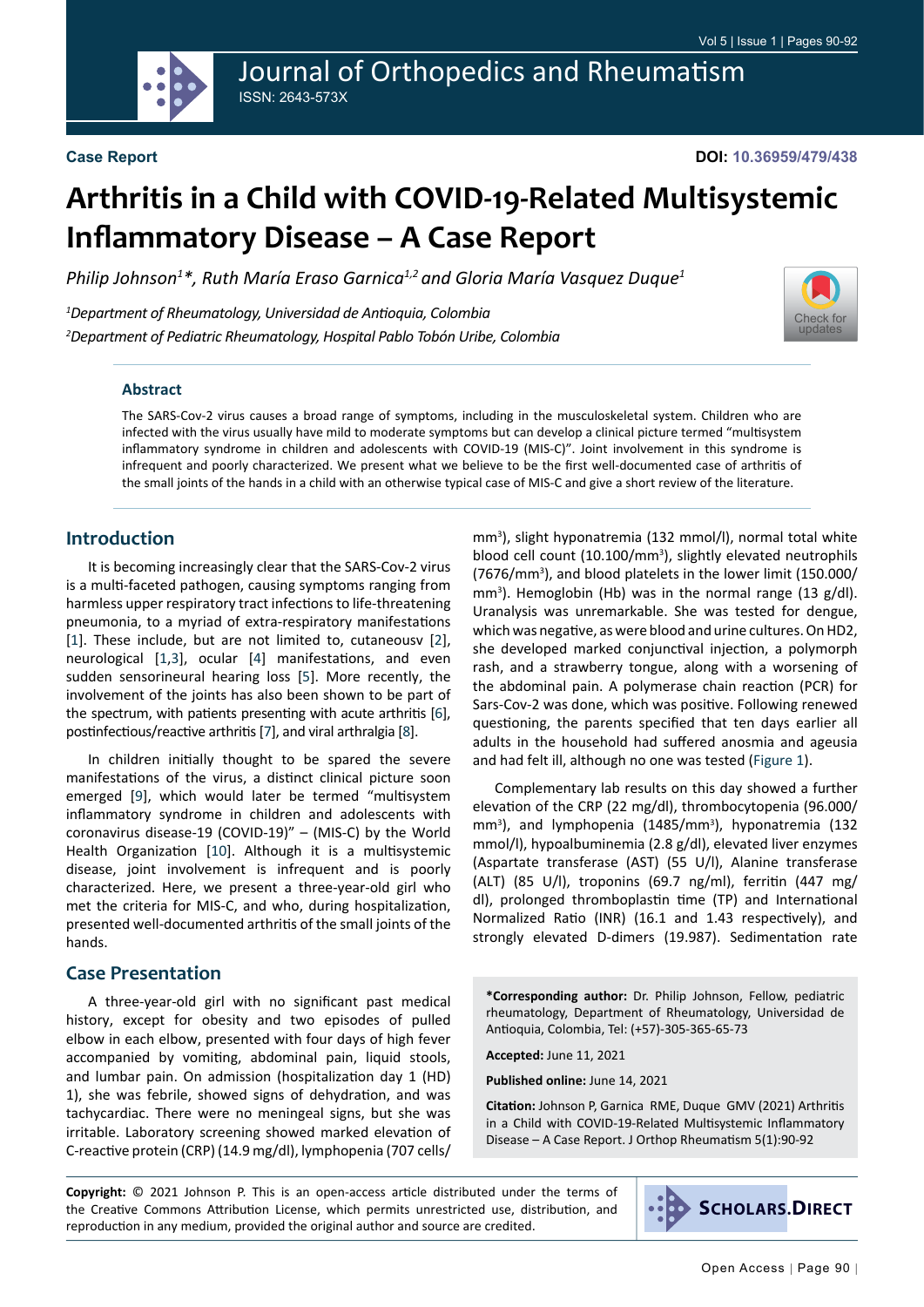Case Report

DOI: 10.36959/479/438

# Arthritis in a Child with COVID-19-Related Multisystemic Inflammatory Disease – A Case Report

*Philip Johnson[1]\*, Ruth María Eraso Garnica[1,2] and Gloria María Vasquez Duque[1]*

*[1]Department of Rheumatology, Universidad de Antioquia, Colombia*
*[2]Department of Pediatric Rheumatology, Hospital Pablo Tobón Uribe, Colombia*

### Abstract

The SARS-Cov-2 virus causes a broad range of symptoms, including in the musculoskeletal system. Children who are infected with the virus usually have mild to moderate symptoms but can develop a clinical picture termed "multisystem inflammatory syndrome in children and adolescents with COVID-19 (MIS-C)". Joint involvement in this syndrome is infrequent and poorly characterized. We present what we believe to be the first well-documented case of arthritis of the small joints of the hands in a child with an otherwise typical case of MIS-C and give a short review of the literature.

## Introduction

It is becoming increasingly clear that the SARS-Cov-2 virus is a multi-faceted pathogen, causing symptoms ranging from harmless upper respiratory tract infections to life-threatening pneumonia, to a myriad of extra-respiratory manifestations [1]. These include, but are not limited to, cutaneousv [2], neurological [1,3], ocular [4] manifestations, and even sudden sensorineural hearing loss [5]. More recently, the involvement of the joints has also been shown to be part of the spectrum, with patients presenting with acute arthritis [6], postinfectious/reactive arthritis [7], and viral arthralgia [8].

In children initially thought to be spared the severe manifestations of the virus, a distinct clinical picture soon emerged [9], which would later be termed "multisystem inflammatory syndrome in children and adolescents with coronavirus disease-19 (COVID-19)" – (MIS-C) by the World Health Organization [10]. Although it is a multisystemic disease, joint involvement is infrequent and is poorly characterized. Here, we present a three-year-old girl who met the criteria for MIS-C, and who, during hospitalization, presented well-documented arthritis of the small joints of the hands.

## Case Presentation

A three-year-old girl with no significant past medical history, except for obesity and two episodes of pulled elbow in each elbow, presented with four days of high fever accompanied by vomiting, abdominal pain, liquid stools, and lumbar pain. On admission (hospitalization day 1 (HD) 1), she was febrile, showed signs of dehydration, and was tachycardiac. There were no meningeal signs, but she was irritable. Laboratory screening showed marked elevation of C-reactive protein (CRP) (14.9 mg/dl), lymphopenia (707 cells/mm$^3$), slight hyponatremia (132 mmol/l), normal total white blood cell count (10.100/mm$^3$), slightly elevated neutrophils (7676/mm$^3$), and blood platelets in the lower limit (150.000/mm$^3$). Hemoglobin (Hb) was in the normal range (13 g/dl). Uranalysis was unremarkable. She was tested for dengue, which was negative, as were blood and urine cultures. On HD2, she developed marked conjunctival injection, a polymorph rash, and a strawberry tongue, along with a worsening of the abdominal pain. A polymerase chain reaction (PCR) for Sars-Cov-2 was done, which was positive. Following renewed questioning, the parents specified that ten days earlier all adults in the household had suffered anosmia and ageusia and had felt ill, although no one was tested (Figure 1).

Complementary lab results on this day showed a further elevation of the CRP (22 mg/dl), thrombocytopenia (96.000/mm$^3$), and lymphopenia (1485/mm$^3$), hyponatremia (132 mmol/l), hypoalbuminemia (2.8 g/dl), elevated liver enzymes (Aspartate transferase (AST) (55 U/l), Alanine transferase (ALT) (85 U/l), troponins (69.7 ng/ml), ferritin (447 mg/dl), prolonged thromboplastin time (TP) and International Normalized Ratio (INR) (16.1 and 1.43 respectively), and strongly elevated D-dimers (19.987). Sedimentation rate

**\*Corresponding author:** Dr. Philip Johnson, Fellow, pediatric rheumatology, Department of Rheumatology, Universidad de Antioquia, Colombia, Tel: (+57)-305-365-65-73

**Accepted:** June 11, 2021

**Published online:** June 14, 2021

**Citation:** Johnson P, Garnica RME, Duque GMV (2021) Arthritis in a Child with COVID-19-Related Multisystemic Inflammatory Disease – A Case Report. J Orthop Rheumatism 5(1):90-92

**Copyright:** © 2021 Johnson P. This is an open-access article distributed under the terms of the Creative Commons Attribution License, which permits unrestricted use, distribution, and reproduction in any medium, provided the original author and source are credited.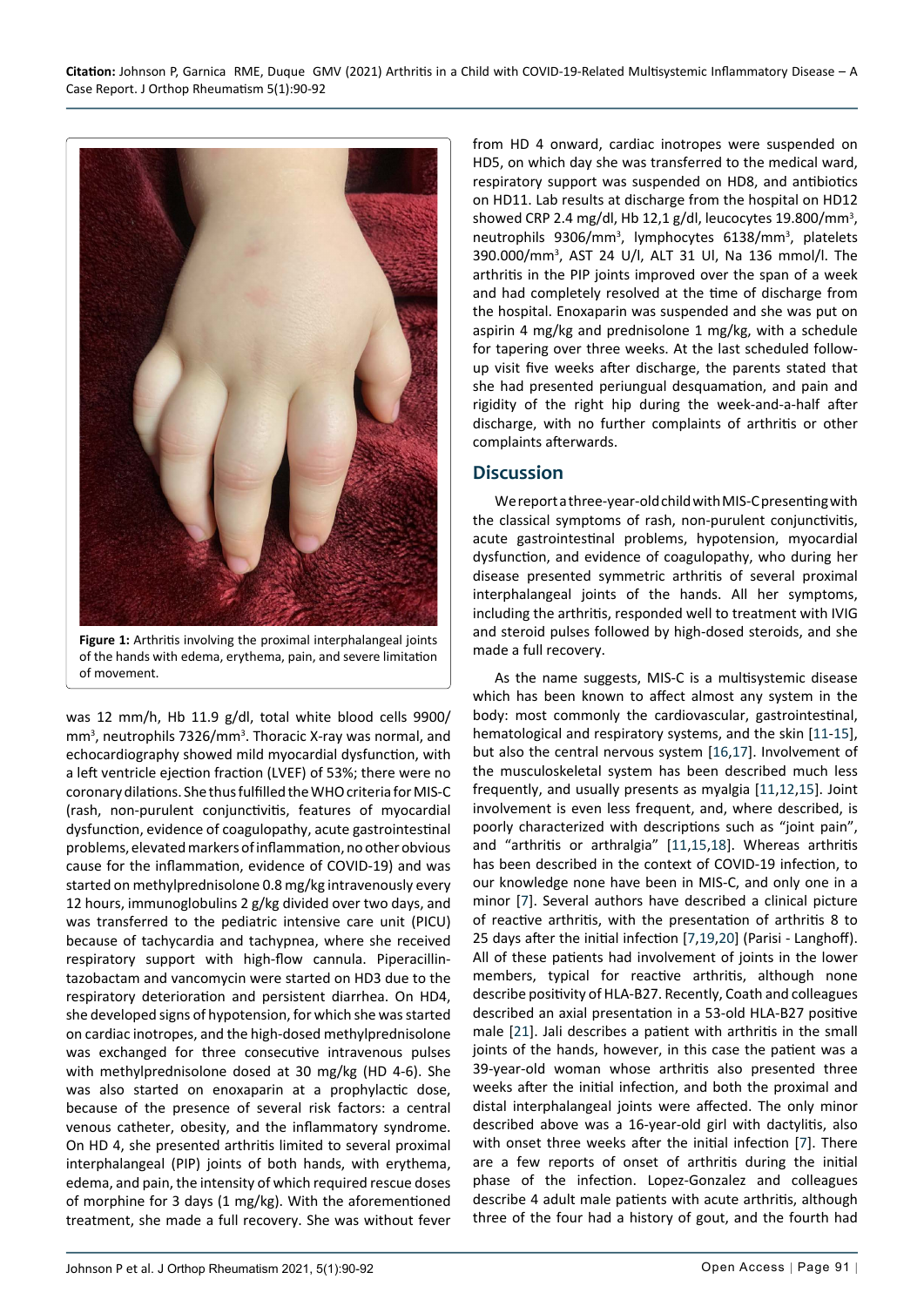Figure 1: Arthritis involving the proximal interphalangeal joints of the hands with edema, erythema, pain, and severe limitation of movement.

was 12 mm/h, Hb 11.9 g/dl, total white blood cells 9900/mm$^3$, neutrophils 7326/mm$^3$. Thoracic X-ray was normal, and echocardiography showed mild myocardial dysfunction, with a left ventricle ejection fraction (LVEF) of 53%; there were no coronary dilations. She thus fulfilled the WHO criteria for MIS-C (rash, non-purulent conjunctivitis, features of myocardial dysfunction, evidence of coagulopathy, acute gastrointestinal problems, elevated markers of inflammation, no other obvious cause for the inflammation, evidence of COVID-19) and was started on methylprednisolone 0.8 mg/kg intravenously every 12 hours, immunoglobulins 2 g/kg divided over two days, and was transferred to the pediatric intensive care unit (PICU) because of tachycardia and tachypnea, where she received respiratory support with high-flow cannula. Piperacillin-tazobactam and vancomycin were started on HD3 due to the respiratory deterioration and persistent diarrhea. On HD4, she developed signs of hypotension, for which she was started on cardiac inotropes, and the high-dosed methylprednisolone was exchanged for three consecutive intravenous pulses with methylprednisolone dosed at 30 mg/kg (HD 4-6). She was also started on enoxaparin at a prophylactic dose, because of the presence of several risk factors: a central venous catheter, obesity, and the inflammatory syndrome. On HD 4, she presented arthritis limited to several proximal interphalangeal (PIP) joints of both hands, with erythema, edema, and pain, the intensity of which required rescue doses of morphine for 3 days (1 mg/kg). With the aforementioned treatment, she made a full recovery. She was without fever from HD 4 onward, cardiac inotropes were suspended on HD5, on which day she was transferred to the medical ward, respiratory support was suspended on HD8, and antibiotics on HD11. Lab results at discharge from the hospital on HD12 showed CRP 2.4 mg/dl, Hb 12,1 g/dl, leucocytes 19.800/mm$^3$, neutrophils 9306/mm$^3$, lymphocytes 6138/mm$^3$, platelets 390.000/mm$^3$, AST 24 U/l, ALT 31 Ul, Na 136 mmol/l. The arthritis in the PIP joints improved over the span of a week and had completely resolved at the time of discharge from the hospital. Enoxaparin was suspended and she was put on aspirin 4 mg/kg and prednisolone 1 mg/kg, with a schedule for tapering over three weeks. At the last scheduled follow-up visit five weeks after discharge, the parents stated that she had presented periungual desquamation, and pain and rigidity of the right hip during the week-and-a-half after discharge, with no further complaints of arthritis or other complaints afterwards.

## Discussion

We report a three-year-old child with MIS-C presenting with the classical symptoms of rash, non-purulent conjunctivitis, acute gastrointestinal problems, hypotension, myocardial dysfunction, and evidence of coagulopathy, who during her disease presented symmetric arthritis of several proximal interphalangeal joints of the hands. All her symptoms, including the arthritis, responded well to treatment with IVIG and steroid pulses followed by high-dosed steroids, and she made a full recovery.

As the name suggests, MIS-C is a multisystemic disease which has been known to affect almost any system in the body: most commonly the cardiovascular, gastrointestinal, hematological and respiratory systems, and the skin [11-15], but also the central nervous system [16,17]. Involvement of the musculoskeletal system has been described much less frequently, and usually presents as myalgia [11,12,15]. Joint involvement is even less frequent, and, where described, is poorly characterized with descriptions such as "joint pain", and "arthritis or arthralgia" [11,15,18]. Whereas arthritis has been described in the context of COVID-19 infection, to our knowledge none have been in MIS-C, and only one in a minor [7]. Several authors have described a clinical picture of reactive arthritis, with the presentation of arthritis 8 to 25 days after the initial infection [7,19,20] (Parisi - Langhoff). All of these patients had involvement of joints in the lower members, typical for reactive arthritis, although none describe positivity of HLA-B27. Recently, Coath and colleagues described an axial presentation in a 53-old HLA-B27 positive male [21]. Jali describes a patient with arthritis in the small joints of the hands, however, in this case the patient was a 39-year-old woman whose arthritis also presented three weeks after the initial infection, and both the proximal and distal interphalangeal joints were affected. The only minor described above was a 16-year-old girl with dactylitis, also with onset three weeks after the initial infection [7]. There are a few reports of onset of arthritis during the initial phase of the infection. Lopez-Gonzalez and colleagues describe 4 adult male patients with acute arthritis, although three of the four had a history of gout, and the fourth had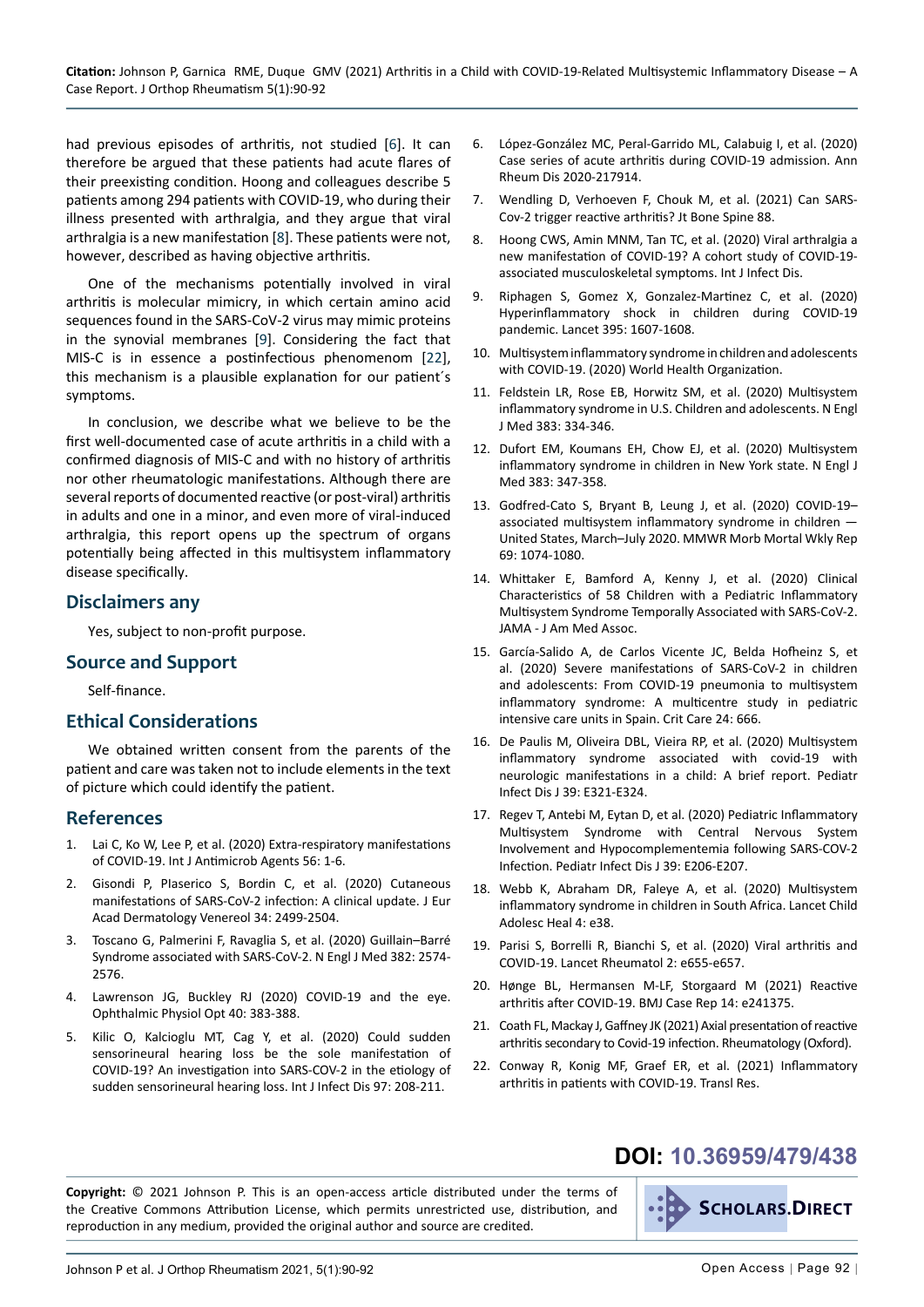had previous episodes of arthritis, not studied [6]. It can therefore be argued that these patients had acute flares of their preexisting condition. Hoong and colleagues describe 5 patients among 294 patients with COVID-19, who during their illness presented with arthralgia, and they argue that viral arthralgia is a new manifestation [8]. These patients were not, however, described as having objective arthritis.

One of the mechanisms potentially involved in viral arthritis is molecular mimicry, in which certain amino acid sequences found in the SARS-CoV-2 virus may mimic proteins in the synovial membranes [9]. Considering the fact that MIS-C is in essence a postinfectious phenomenon [22], this mechanism is a plausible explanation for our patient´s symptoms.

In conclusion, we describe what we believe to be the first well-documented case of acute arthritis in a child with a confirmed diagnosis of MIS-C and with no history of arthritis nor other rheumatologic manifestations. Although there are several reports of documented reactive (or post-viral) arthritis in adults and one in a minor, and even more of viral-induced arthralgia, this report opens up the spectrum of organs potentially being affected in this multisystem inflammatory disease specifically.

## Disclaimers any

Yes, subject to non-profit purpose.

## Source and Support

Self-finance.

## Ethical Considerations

We obtained written consent from the parents of the patient and care was taken not to include elements in the text of picture which could identify the patient.

## References

1. Lai C, Ko W, Lee P, et al. (2020) Extra-respiratory manifestations of COVID-19. Int J Antimicrob Agents 56: 1-6.
2. Gisondi P, PIaserico S, Bordin C, et al. (2020) Cutaneous manifestations of SARS-CoV-2 infection: A clinical update. J Eur Acad Dermatology Venereol 34: 2499-2504.
3. Toscano G, Palmerini F, Ravaglia S, et al. (2020) Guillain–Barré Syndrome associated with SARS-CoV-2. N Engl J Med 382: 2574-2576.
4. Lawrenson JG, Buckley RJ (2020) COVID-19 and the eye. Ophthalmic Physiol Opt 40: 383-388.
5. Kilic O, Kalcioglu MT, Cag Y, et al. (2020) Could sudden sensorineural hearing loss be the sole manifestation of COVID-19? An investigation into SARS-COV-2 in the etiology of sudden sensorineural hearing loss. Int J Infect Dis 97: 208-211.
6. López-González MC, Peral-Garrido ML, Calabuig I, et al. (2020) Case series of acute arthritis during COVID-19 admission. Ann Rheum Dis 2020-217914.
7. Wendling D, Verhoeven F, Chouk M, et al. (2021) Can SARS-Cov-2 trigger reactive arthritis? Jt Bone Spine 88.
8. Hoong CWS, Amin MNM, Tan TC, et al. (2020) Viral arthralgia a new manifestation of COVID-19? A cohort study of COVID-19-associated musculoskeletal symptoms. Int J Infect Dis.
9. Riphagen S, Gomez X, Gonzalez-Martinez C, et al. (2020) Hyperinflammatory shock in children during COVID-19 pandemic. Lancet 395: 1607-1608.
10. Multisystem inflammatory syndrome in children and adolescents with COVID-19. (2020) World Health Organization.
11. Feldstein LR, Rose EB, Horwitz SM, et al. (2020) Multisystem inflammatory syndrome in U.S. Children and adolescents. N Engl J Med 383: 334-346.
12. Dufort EM, Koumans EH, Chow EJ, et al. (2020) Multisystem inflammatory syndrome in children in New York state. N Engl J Med 383: 347-358.
13. Godfred-Cato S, Bryant B, Leung J, et al. (2020) COVID-19–associated multisystem inflammatory syndrome in children — United States, March–July 2020. MMWR Morb Mortal Wkly Rep 69: 1074-1080.
14. Whittaker E, Bamford A, Kenny J, et al. (2020) Clinical Characteristics of 58 Children with a Pediatric Inflammatory Multisystem Syndrome Temporally Associated with SARS-CoV-2. JAMA - J Am Med Assoc.
15. García-Salido A, de Carlos Vicente JC, Belda Hofheinz S, et al. (2020) Severe manifestations of SARS-CoV-2 in children and adolescents: From COVID-19 pneumonia to multisystem inflammatory syndrome: A multicentre study in pediatric intensive care units in Spain. Crit Care 24: 666.
16. De Paulis M, Oliveira DBL, Vieira RP, et al. (2020) Multisystem inflammatory syndrome associated with covid-19 with neurologic manifestations in a child: A brief report. Pediatr Infect Dis J 39: E321-E324.
17. Regev T, Antebi M, Eytan D, et al. (2020) Pediatric Inflammatory Multisystem Syndrome with Central Nervous System Involvement and Hypocomplementemia following SARS-COV-2 Infection. Pediatr Infect Dis J 39: E206-E207.
18. Webb K, Abraham DR, Faleye A, et al. (2020) Multisystem inflammatory syndrome in children in South Africa. Lancet Child Adolesc Heal 4: e38.
19. Parisi S, Borrelli R, Bianchi S, et al. (2020) Viral arthritis and COVID-19. Lancet Rheumatol 2: e655-e657.
20. Hønge BL, Hermansen M-LF, Storgaard M (2021) Reactive arthritis after COVID-19. BMJ Case Rep 14: e241375.
21. Coath FL, Mackay J, Gaffney JK (2021) Axial presentation of reactive arthritis secondary to Covid-19 infection. Rheumatology (Oxford).
22. Conway R, Konig MF, Graef ER, et al. (2021) Inflammatory arthritis in patients with COVID-19. Transl Res.

**DOI: 10.36959/479/438**

**Copyright:** © 2021 Johnson P. This is an open-access article distributed under the terms of the Creative Commons Attribution License, which permits unrestricted use, distribution, and reproduction in any medium, provided the original author and source are credited.